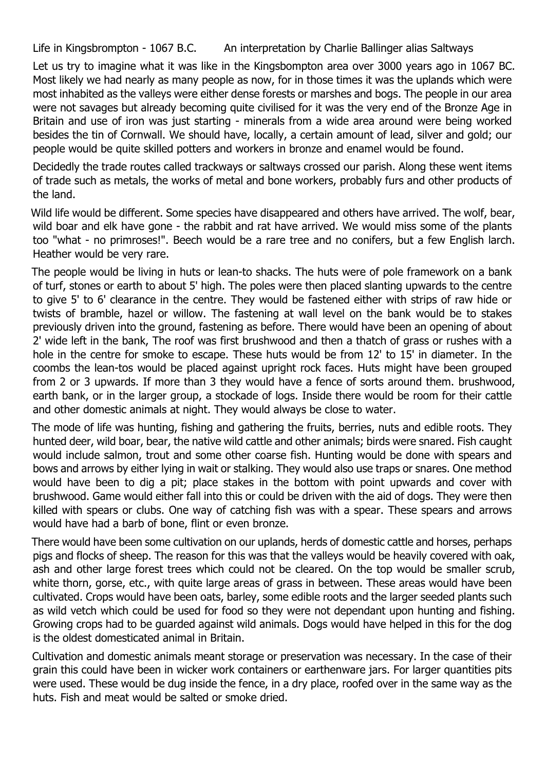Life in Kingsbrompton - 1067 B.C. An interpretation by Charlie Ballinger alias Saltways

Let us try to imagine what it was like in the Kingsbompton area over 3000 years ago in 1067 BC. Most likely we had nearly as many people as now, for in those times it was the uplands which were most inhabited as the valleys were either dense forests or marshes and bogs. The people in our area were not savages but already becoming quite civilised for it was the very end of the Bronze Age in Britain and use of iron was just starting - minerals from a wide area around were being worked besides the tin of Cornwall. We should have, locally, a certain amount of lead, silver and gold; our people would be quite skilled potters and workers in bronze and enamel would be found.

Decidedly the trade routes called trackways or saltways crossed our parish. Along these went items of trade such as metals, the works of metal and bone workers, probably furs and other products of the land.

Wild life would be different. Some species have disappeared and others have arrived. The wolf, bear, wild boar and elk have gone - the rabbit and rat have arrived. We would miss some of the plants too "what - no primroses!". Beech would be a rare tree and no conifers, but a few English larch. Heather would be very rare.

The people would be living in huts or lean-to shacks. The huts were of pole framework on a bank of turf, stones or earth to about 5' high. The poles were then placed slanting upwards to the centre to give 5' to 6' clearance in the centre. They would be fastened either with strips of raw hide or twists of bramble, hazel or willow. The fastening at wall level on the bank would be to stakes previously driven into the ground, fastening as before. There would have been an opening of about 2' wide left in the bank, The roof was first brushwood and then a thatch of grass or rushes with a hole in the centre for smoke to escape. These huts would be from 12' to 15' in diameter. In the coombs the lean-tos would be placed against upright rock faces. Huts might have been grouped from 2 or 3 upwards. If more than 3 they would have a fence of sorts around them. brushwood, earth bank, or in the larger group, a stockade of logs. Inside there would be room for their cattle and other domestic animals at night. They would always be close to water.

The mode of life was hunting, fishing and gathering the fruits, berries, nuts and edible roots. They hunted deer, wild boar, bear, the native wild cattle and other animals; birds were snared. Fish caught would include salmon, trout and some other coarse fish. Hunting would be done with spears and bows and arrows by either lying in wait or stalking. They would also use traps or snares. One method would have been to dig a pit; place stakes in the bottom with point upwards and cover with brushwood. Game would either fall into this or could be driven with the aid of dogs. They were then killed with spears or clubs. One way of catching fish was with a spear. These spears and arrows would have had a barb of bone, flint or even bronze.

There would have been some cultivation on our uplands, herds of domestic cattle and horses, perhaps pigs and flocks of sheep. The reason for this was that the valleys would be heavily covered with oak, ash and other large forest trees which could not be cleared. On the top would be smaller scrub, white thorn, gorse, etc., with quite large areas of grass in between. These areas would have been cultivated. Crops would have been oats, barley, some edible roots and the larger seeded plants such as wild vetch which could be used for food so they were not dependant upon hunting and fishing. Growing crops had to be guarded against wild animals. Dogs would have helped in this for the dog is the oldest domesticated animal in Britain.

Cultivation and domestic animals meant storage or preservation was necessary. In the case of their grain this could have been in wicker work containers or earthenware jars. For larger quantities pits were used. These would be dug inside the fence, in a dry place, roofed over in the same way as the huts. Fish and meat would be salted or smoke dried.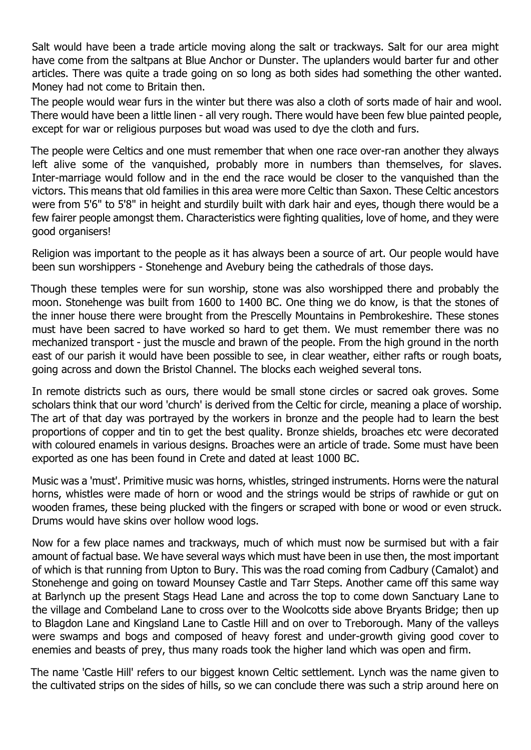Salt would have been a trade article moving along the salt or trackways. Salt for our area might have come from the saltpans at Blue Anchor or Dunster. The uplanders would barter fur and other articles. There was quite a trade going on so long as both sides had something the other wanted. Money had not come to Britain then.

The people would wear furs in the winter but there was also a cloth of sorts made of hair and wool. There would have been a little linen - all very rough. There would have been few blue painted people, except for war or religious purposes but woad was used to dye the cloth and furs.

The people were Celtics and one must remember that when one race over-ran another they always left alive some of the vanquished, probably more in numbers than themselves, for slaves. Inter-marriage would follow and in the end the race would be closer to the vanquished than the victors. This means that old families in this area were more Celtic than Saxon. These Celtic ancestors were from 5'6" to 5'8" in height and sturdily built with dark hair and eyes, though there would be a few fairer people amongst them. Characteristics were fighting qualities, love of home, and they were good organisers!

Religion was important to the people as it has always been a source of art. Our people would have been sun worshippers - Stonehenge and Avebury being the cathedrals of those days.

Though these temples were for sun worship, stone was also worshipped there and probably the moon. Stonehenge was built from 1600 to 1400 BC. One thing we do know, is that the stones of the inner house there were brought from the Prescelly Mountains in Pembrokeshire. These stones must have been sacred to have worked so hard to get them. We must remember there was no mechanized transport - just the muscle and brawn of the people. From the high ground in the north east of our parish it would have been possible to see, in clear weather, either rafts or rough boats, going across and down the Bristol Channel. The blocks each weighed several tons.

In remote districts such as ours, there would be small stone circles or sacred oak groves. Some scholars think that our word 'church' is derived from the Celtic for circle, meaning a place of worship. The art of that day was portrayed by the workers in bronze and the people had to learn the best proportions of copper and tin to get the best quality. Bronze shields, broaches etc were decorated with coloured enamels in various designs. Broaches were an article of trade. Some must have been exported as one has been found in Crete and dated at least 1000 BC.

Music was a 'must'. Primitive music was horns, whistles, stringed instruments. Horns were the natural horns, whistles were made of horn or wood and the strings would be strips of rawhide or gut on wooden frames, these being plucked with the fingers or scraped with bone or wood or even struck. Drums would have skins over hollow wood logs.

Now for a few place names and trackways, much of which must now be surmised but with a fair amount of factual base. We have several ways which must have been in use then, the most important of which is that running from Upton to Bury. This was the road coming from Cadbury (Camalot) and Stonehenge and going on toward Mounsey Castle and Tarr Steps. Another came off this same way at Barlynch up the present Stags Head Lane and across the top to come down Sanctuary Lane to the village and Combeland Lane to cross over to the Woolcotts side above Bryants Bridge; then up to Blagdon Lane and Kingsland Lane to Castle Hill and on over to Treborough. Many of the valleys were swamps and bogs and composed of heavy forest and under-growth giving good cover to enemies and beasts of prey, thus many roads took the higher land which was open and firm.

The name 'Castle Hill' refers to our biggest known Celtic settlement. Lynch was the name given to the cultivated strips on the sides of hills, so we can conclude there was such a strip around here on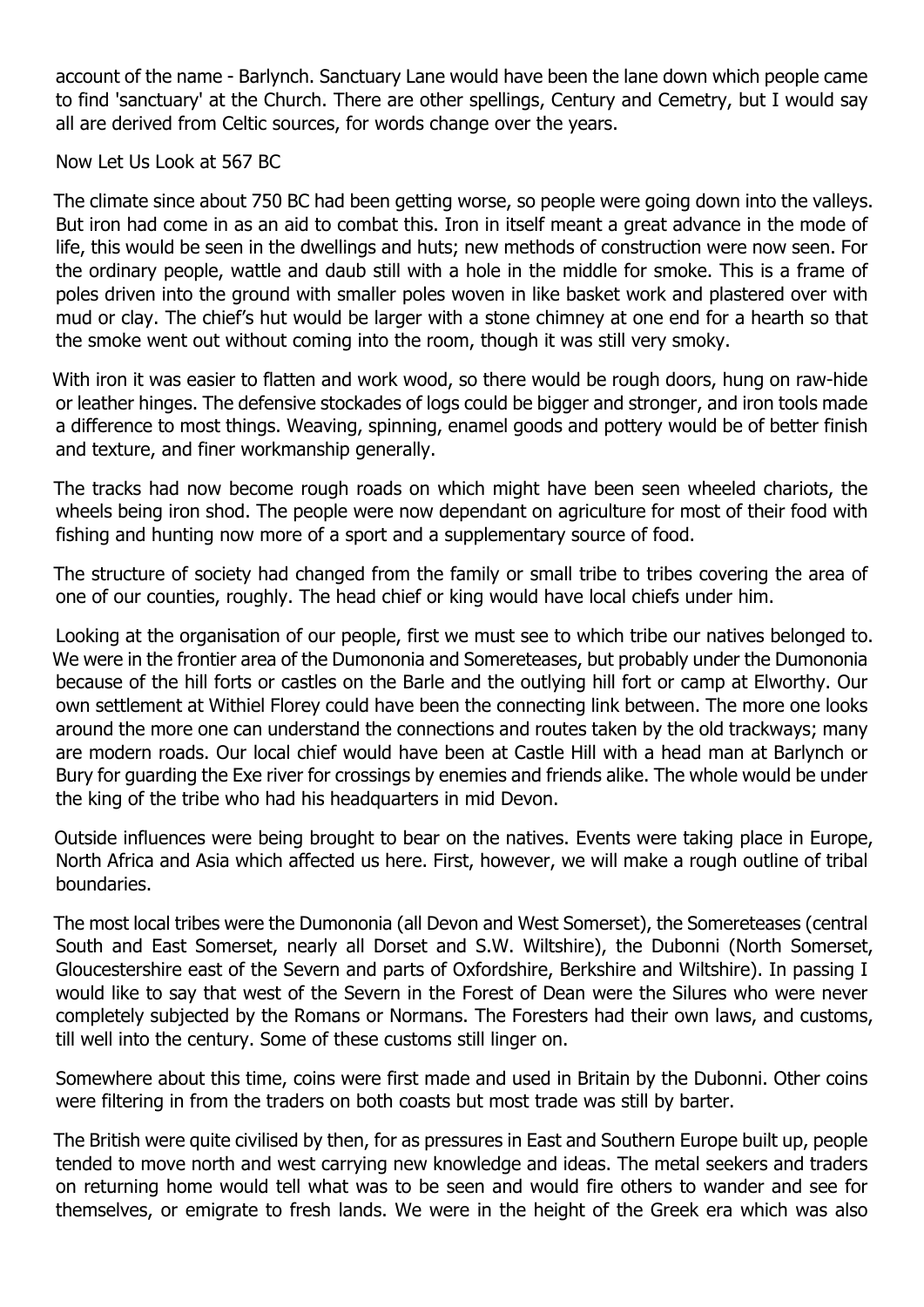account of the name - Barlynch. Sanctuary Lane would have been the lane down which people came to find 'sanctuary' at the Church. There are other spellings, Century and Cemetry, but I would say all are derived from Celtic sources, for words change over the years.

## Now Let Us Look at 567 BC

The climate since about 750 BC had been getting worse, so people were going down into the valleys. But iron had come in as an aid to combat this. Iron in itself meant a great advance in the mode of life, this would be seen in the dwellings and huts; new methods of construction were now seen. For the ordinary people, wattle and daub still with a hole in the middle for smoke. This is a frame of poles driven into the ground with smaller poles woven in like basket work and plastered over with mud or clay. The chief's hut would be larger with a stone chimney at one end for a hearth so that the smoke went out without coming into the room, though it was still very smoky.

With iron it was easier to flatten and work wood, so there would be rough doors, hung on raw-hide or leather hinges. The defensive stockades of logs could be bigger and stronger, and iron tools made a difference to most things. Weaving, spinning, enamel goods and pottery would be of better finish and texture, and finer workmanship generally.

The tracks had now become rough roads on which might have been seen wheeled chariots, the wheels being iron shod. The people were now dependant on agriculture for most of their food with fishing and hunting now more of a sport and a supplementary source of food.

The structure of society had changed from the family or small tribe to tribes covering the area of one of our counties, roughly. The head chief or king would have local chiefs under him.

Looking at the organisation of our people, first we must see to which tribe our natives belonged to. We were in the frontier area of the Dumononia and Somereteases, but probably under the Dumononia because of the hill forts or castles on the Barle and the outlying hill fort or camp at Elworthy. Our own settlement at Withiel Florey could have been the connecting link between. The more one looks around the more one can understand the connections and routes taken by the old trackways; many are modern roads. Our local chief would have been at Castle Hill with a head man at Barlynch or Bury for guarding the Exe river for crossings by enemies and friends alike. The whole would be under the king of the tribe who had his headquarters in mid Devon.

Outside influences were being brought to bear on the natives. Events were taking place in Europe, North Africa and Asia which affected us here. First, however, we will make a rough outline of tribal boundaries.

The most local tribes were the Dumononia (all Devon and West Somerset), the Somereteases (central South and East Somerset, nearly all Dorset and S.W. Wiltshire), the Dubonni (North Somerset, Gloucestershire east of the Severn and parts of Oxfordshire, Berkshire and Wiltshire). In passing I would like to say that west of the Severn in the Forest of Dean were the Silures who were never completely subjected by the Romans or Normans. The Foresters had their own laws, and customs, till well into the century. Some of these customs still linger on.

Somewhere about this time, coins were first made and used in Britain by the Dubonni. Other coins were filtering in from the traders on both coasts but most trade was still by barter.

The British were quite civilised by then, for as pressures in East and Southern Europe built up, people tended to move north and west carrying new knowledge and ideas. The metal seekers and traders on returning home would tell what was to be seen and would fire others to wander and see for themselves, or emigrate to fresh lands. We were in the height of the Greek era which was also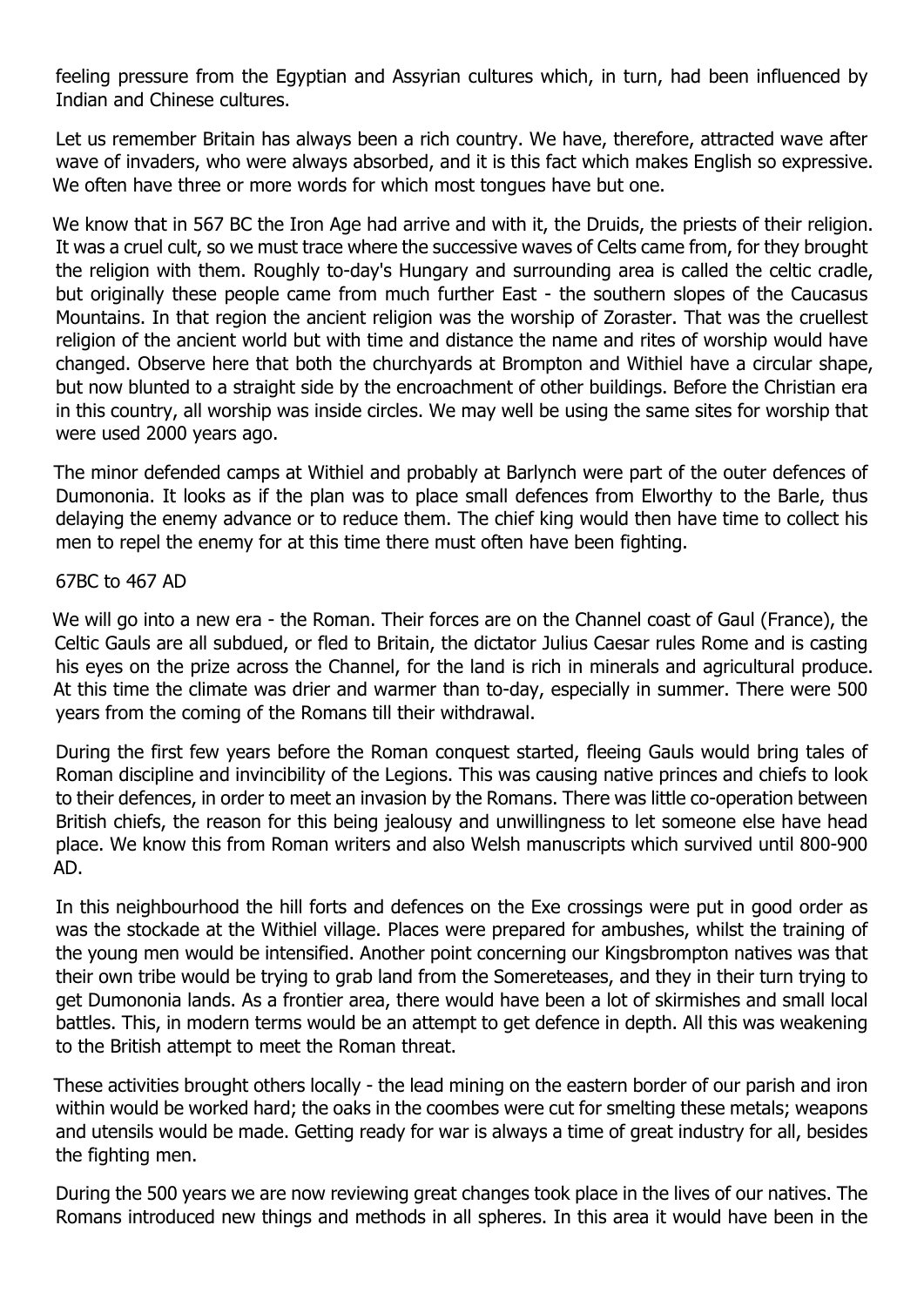feeling pressure from the Egyptian and Assyrian cultures which, in turn, had been influenced by Indian and Chinese cultures.

Let us remember Britain has always been a rich country. We have, therefore, attracted wave after wave of invaders, who were always absorbed, and it is this fact which makes English so expressive. We often have three or more words for which most tongues have but one.

We know that in 567 BC the Iron Age had arrive and with it, the Druids, the priests of their religion. It was a cruel cult, so we must trace where the successive waves of Celts came from, for they brought the religion with them. Roughly to-day's Hungary and surrounding area is called the celtic cradle, but originally these people came from much further East - the southern slopes of the Caucasus Mountains. In that region the ancient religion was the worship of Zoraster. That was the cruellest religion of the ancient world but with time and distance the name and rites of worship would have changed. Observe here that both the churchyards at Brompton and Withiel have a circular shape, but now blunted to a straight side by the encroachment of other buildings. Before the Christian era in this country, all worship was inside circles. We may well be using the same sites for worship that were used 2000 years ago.

The minor defended camps at Withiel and probably at Barlynch were part of the outer defences of Dumononia. It looks as if the plan was to place small defences from Elworthy to the Barle, thus delaying the enemy advance or to reduce them. The chief king would then have time to collect his men to repel the enemy for at this time there must often have been fighting.

67BC to 467 AD

We will go into a new era - the Roman. Their forces are on the Channel coast of Gaul (France), the Celtic Gauls are all subdued, or fled to Britain, the dictator Julius Caesar rules Rome and is casting his eyes on the prize across the Channel, for the land is rich in minerals and agricultural produce. At this time the climate was drier and warmer than to-day, especially in summer. There were 500 years from the coming of the Romans till their withdrawal.

During the first few years before the Roman conquest started, fleeing Gauls would bring tales of Roman discipline and invincibility of the Legions. This was causing native princes and chiefs to look to their defences, in order to meet an invasion by the Romans. There was little co-operation between British chiefs, the reason for this being jealousy and unwillingness to let someone else have head place. We know this from Roman writers and also Welsh manuscripts which survived until 800-900 AD.

In this neighbourhood the hill forts and defences on the Exe crossings were put in good order as was the stockade at the Withiel village. Places were prepared for ambushes, whilst the training of the young men would be intensified. Another point concerning our Kingsbrompton natives was that their own tribe would be trying to grab land from the Somereteases, and they in their turn trying to get Dumononia lands. As a frontier area, there would have been a lot of skirmishes and small local battles. This, in modern terms would be an attempt to get defence in depth. All this was weakening to the British attempt to meet the Roman threat.

These activities brought others locally - the lead mining on the eastern border of our parish and iron within would be worked hard; the oaks in the coombes were cut for smelting these metals; weapons and utensils would be made. Getting ready for war is always a time of great industry for all, besides the fighting men.

During the 500 years we are now reviewing great changes took place in the lives of our natives. The Romans introduced new things and methods in all spheres. In this area it would have been in the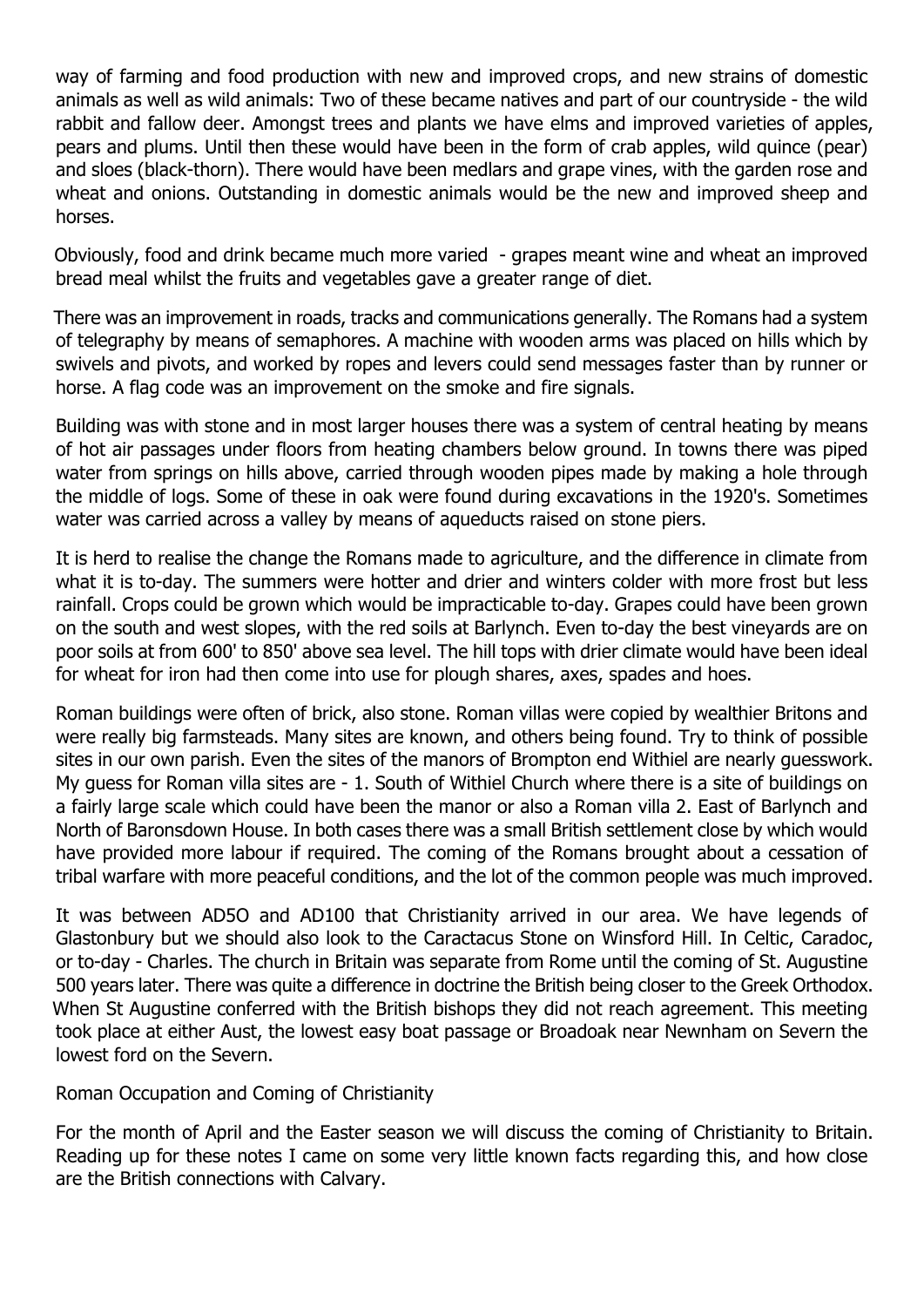way of farming and food production with new and improved crops, and new strains of domestic animals as well as wild animals: Two of these became natives and part of our countryside - the wild rabbit and fallow deer. Amongst trees and plants we have elms and improved varieties of apples, pears and plums. Until then these would have been in the form of crab apples, wild quince (pear) and sloes (black-thorn). There would have been medlars and grape vines, with the garden rose and wheat and onions. Outstanding in domestic animals would be the new and improved sheep and horses.

Obviously, food and drink became much more varied - grapes meant wine and wheat an improved bread meal whilst the fruits and vegetables gave a greater range of diet.

There was an improvement in roads, tracks and communications generally. The Romans had a system of telegraphy by means of semaphores. A machine with wooden arms was placed on hills which by swivels and pivots, and worked by ropes and levers could send messages faster than by runner or horse. A flag code was an improvement on the smoke and fire signals.

Building was with stone and in most larger houses there was a system of central heating by means of hot air passages under floors from heating chambers below ground. In towns there was piped water from springs on hills above, carried through wooden pipes made by making a hole through the middle of logs. Some of these in oak were found during excavations in the 1920's. Sometimes water was carried across a valley by means of aqueducts raised on stone piers.

It is herd to realise the change the Romans made to agriculture, and the difference in climate from what it is to-day. The summers were hotter and drier and winters colder with more frost but less rainfall. Crops could be grown which would be impracticable to-day. Grapes could have been grown on the south and west slopes, with the red soils at Barlynch. Even to-day the best vineyards are on poor soils at from 600' to 850' above sea level. The hill tops with drier climate would have been ideal for wheat for iron had then come into use for plough shares, axes, spades and hoes.

Roman buildings were often of brick, also stone. Roman villas were copied by wealthier Britons and were really big farmsteads. Many sites are known, and others being found. Try to think of possible sites in our own parish. Even the sites of the manors of Brompton end Withiel are nearly guesswork. My guess for Roman villa sites are - 1. South of Withiel Church where there is a site of buildings on a fairly large scale which could have been the manor or also a Roman villa 2. East of Barlynch and North of Baronsdown House. In both cases there was a small British settlement close by which would have provided more labour if required. The coming of the Romans brought about a cessation of tribal warfare with more peaceful conditions, and the lot of the common people was much improved.

It was between AD5O and AD100 that Christianity arrived in our area. We have legends of Glastonbury but we should also look to the Caractacus Stone on Winsford Hill. In Celtic, Caradoc, or to-day - Charles. The church in Britain was separate from Rome until the coming of St. Augustine 500 years later. There was quite a difference in doctrine the British being closer to the Greek Orthodox. When St Augustine conferred with the British bishops they did not reach agreement. This meeting took place at either Aust, the lowest easy boat passage or Broadoak near Newnham on Severn the lowest ford on the Severn.

## Roman Occupation and Coming of Christianity

For the month of April and the Easter season we will discuss the coming of Christianity to Britain. Reading up for these notes I came on some very little known facts regarding this, and how close are the British connections with Calvary.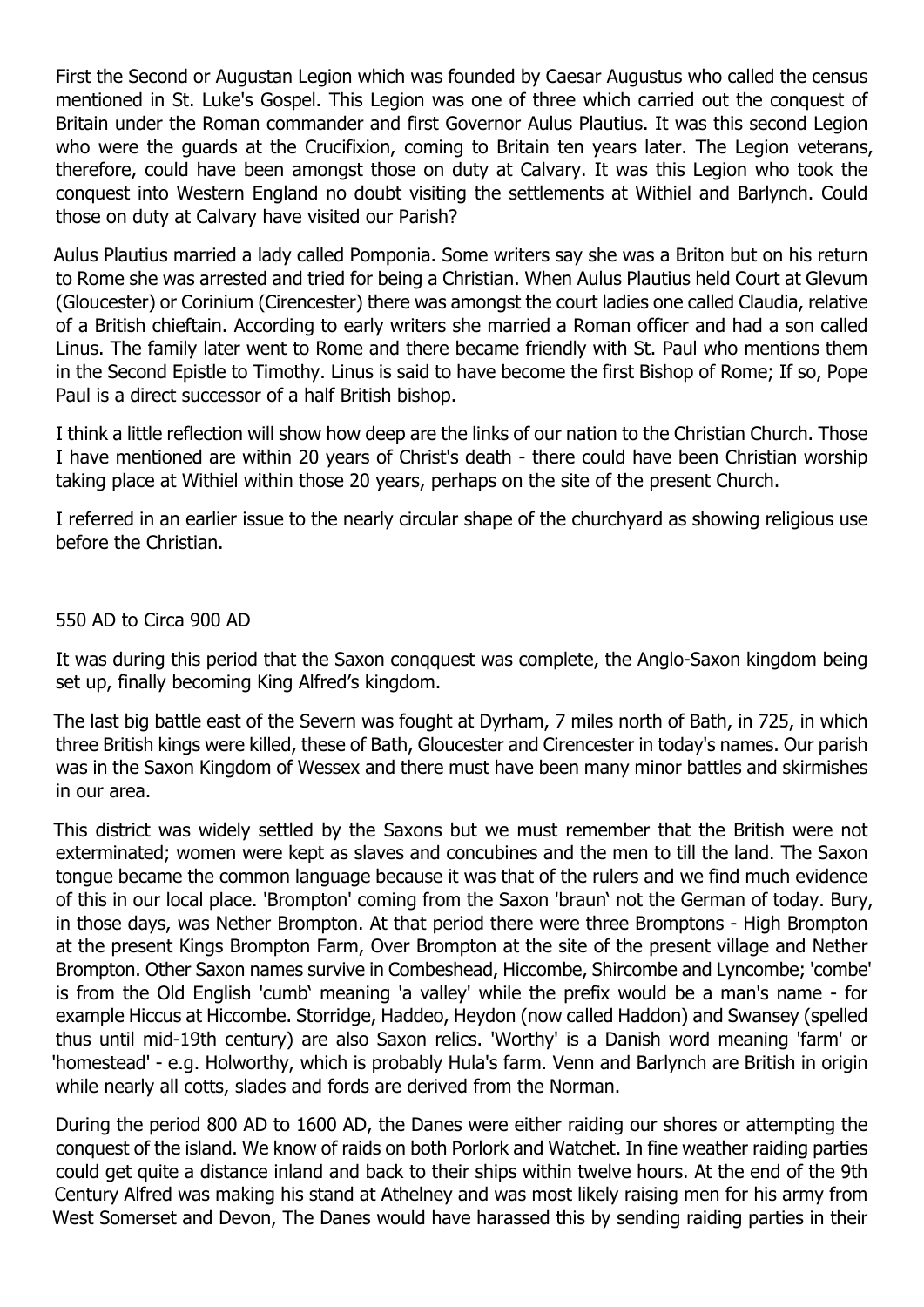First the Second or Augustan Legion which was founded by Caesar Augustus who called the census mentioned in St. Luke's Gospel. This Legion was one of three which carried out the conquest of Britain under the Roman commander and first Governor Aulus Plautius. It was this second Legion who were the guards at the Crucifixion, coming to Britain ten years later. The Legion veterans, therefore, could have been amongst those on duty at Calvary. It was this Legion who took the conquest into Western England no doubt visiting the settlements at Withiel and Barlynch. Could those on duty at Calvary have visited our Parish?

Aulus Plautius married a lady called Pomponia. Some writers say she was a Briton but on his return to Rome she was arrested and tried for being a Christian. When Aulus Plautius held Court at Glevum (Gloucester) or Corinium (Cirencester) there was amongst the court ladies one called Claudia, relative of a British chieftain. According to early writers she married a Roman officer and had a son called Linus. The family later went to Rome and there became friendly with St. Paul who mentions them in the Second Epistle to Timothy. Linus is said to have become the first Bishop of Rome; If so, Pope Paul is a direct successor of a half British bishop.

I think a little reflection will show how deep are the links of our nation to the Christian Church. Those I have mentioned are within 20 years of Christ's death - there could have been Christian worship taking place at Withiel within those 20 years, perhaps on the site of the present Church.

I referred in an earlier issue to the nearly circular shape of the churchyard as showing religious use before the Christian.

550 AD to Circa 900 AD

It was during this period that the Saxon conqquest was complete, the Anglo-Saxon kingdom being set up, finally becoming King Alfred's kingdom.

The last big battle east of the Severn was fought at Dyrham, 7 miles north of Bath, in 725, in which three British kings were killed, these of Bath, Gloucester and Cirencester in today's names. Our parish was in the Saxon Kingdom of Wessex and there must have been many minor battles and skirmishes in our area.

This district was widely settled by the Saxons but we must remember that the British were not exterminated; women were kept as slaves and concubines and the men to till the land. The Saxon tongue became the common language because it was that of the rulers and we find much evidence of this in our local place. 'Brompton' coming from the Saxon 'braun' not the German of today. Bury, in those days, was Nether Brompton. At that period there were three Bromptons - High Brompton at the present Kings Brompton Farm, Over Brompton at the site of the present village and Nether Brompton. Other Saxon names survive in Combeshead, Hiccombe, Shircombe and Lyncombe; 'combe' is from the Old English 'cumb' meaning 'a valley' while the prefix would be a man's name - for example Hiccus at Hiccombe. Storridge, Haddeo, Heydon (now called Haddon) and Swansey (spelled thus until mid-19th century) are also Saxon relics. 'Worthy' is a Danish word meaning 'farm' or 'homestead' - e.g. Holworthy, which is probably Hula's farm. Venn and Barlynch are British in origin while nearly all cotts, slades and fords are derived from the Norman.

During the period 800 AD to 1600 AD, the Danes were either raiding our shores or attempting the conquest of the island. We know of raids on both Porlork and Watchet. In fine weather raiding parties could get quite a distance inland and back to their ships within twelve hours. At the end of the 9th Century Alfred was making his stand at Athelney and was most likely raising men for his army from West Somerset and Devon, The Danes would have harassed this by sending raiding parties in their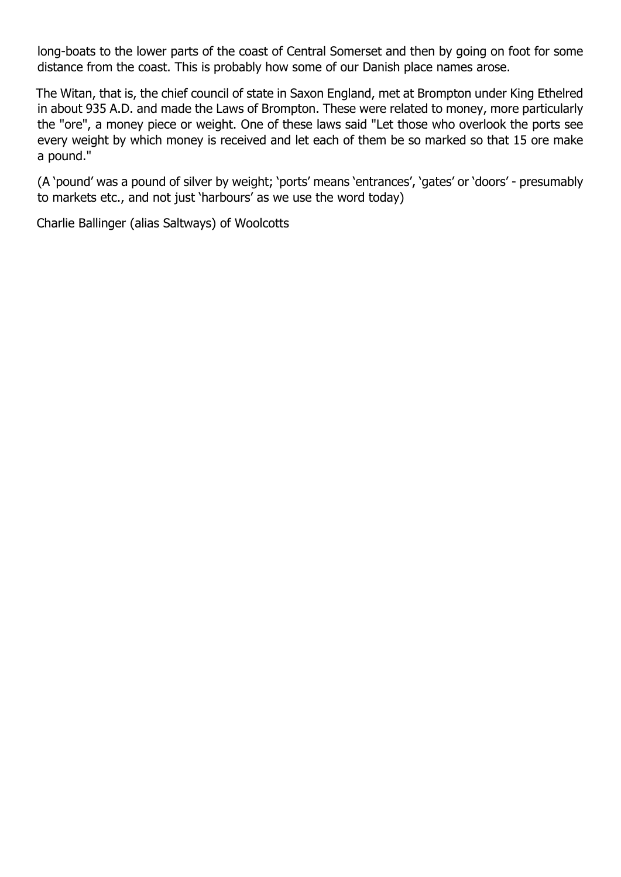long-boats to the lower parts of the coast of Central Somerset and then by going on foot for some distance from the coast. This is probably how some of our Danish place names arose.

The Witan, that is, the chief council of state in Saxon England, met at Brompton under King Ethelred in about 935 A.D. and made the Laws of Brompton. These were related to money, more particularly the "ore", a money piece or weight. One of these laws said "Let those who overlook the ports see every weight by which money is received and let each of them be so marked so that 15 ore make a pound."

(A 'pound' was a pound of silver by weight; 'ports' means 'entrances', 'gates' or 'doors' - presumably to markets etc., and not just 'harbours' as we use the word today)

Charlie Ballinger (alias Saltways) of Woolcotts